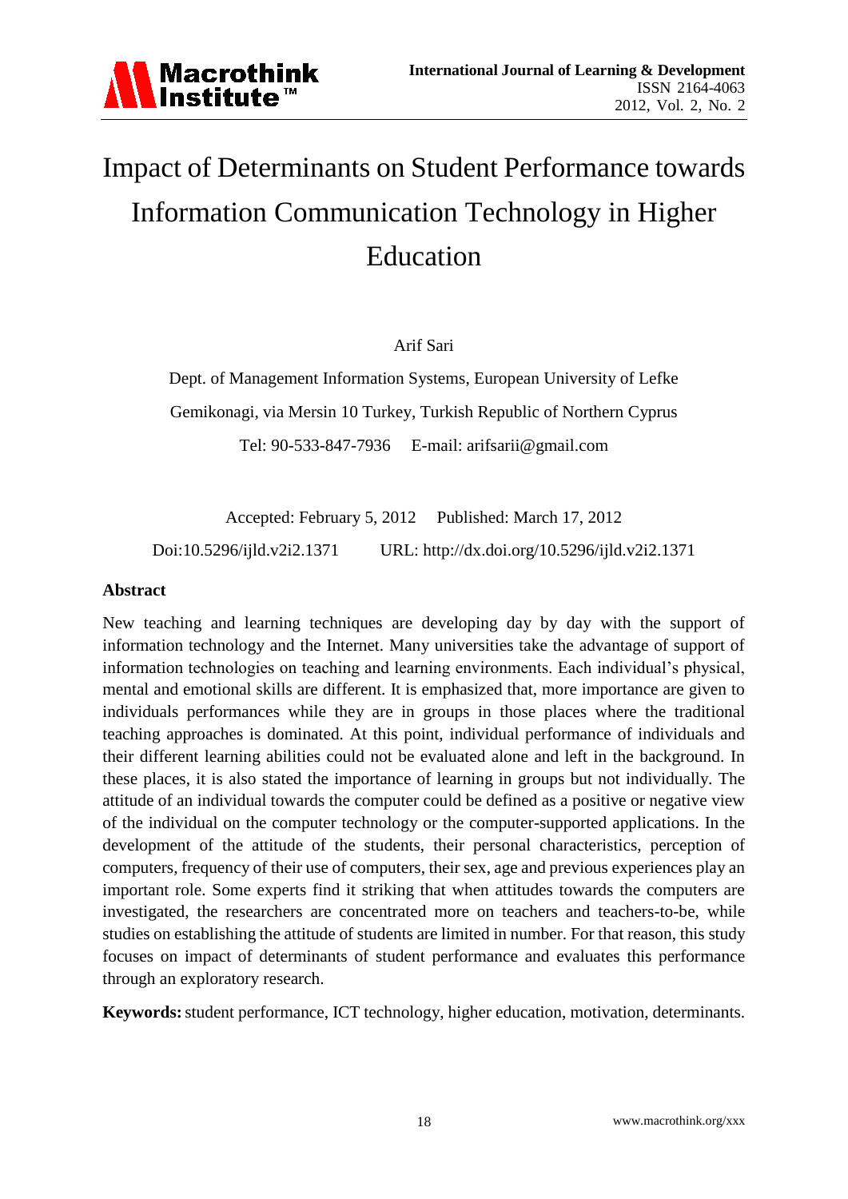# Impact of Determinants on Student Performance towards Information Communication Technology in Higher Education

Arif Sari

Dept. of Management Information Systems, European University of Lefke

Gemikonagi, via Mersin 10 Turkey, Turkish Republic of Northern Cyprus

Tel: 90-533-847-7936 E-mail: arifsarii@gmail.com

Accepted: February 5, 2012 Published: March 17, 2012

Doi:10.5296/ijld.v2i2.1371 URL: http://dx.doi.org/10.5296/ijld.v2i2.1371

## Abstract

New teaching and learning techniques are developing day by day with the support of information technology and the Internet. Many universities take the advantage of support of information technologies on teaching and learning environments. Each individual's physical, mental and emotional skills are different. It is emphasized that, more importance are given to individuals performances while they are in groups in those places where the traditional teaching approaches is dominated. At this point, individual performance of individuals and their different learning abilities could not be evaluated alone and left in the background. In these places, it is also stated the importance of learning in groups but not individually. The attitude of an individual towards the computer could be defined as a positive or negative view of the individual on the computer technology or the computer-supported applications. In the development of the attitude of the students, their personal characteristics, perception of computers, frequency of their use of computers, their sex, age and previous experiences play an important role. Some experts find it striking that when attitudes towards the computers are investigated, the researchers are concentrated more on teachers and teachers-to-be, while studies on establishing the attitude of students are limited in number. For that reason, this study focuses on impact of determinants of student performance and evaluates this performance through an exploratory research.

**Keywords:** student performance, ICT technology, higher education, motivation, determinants.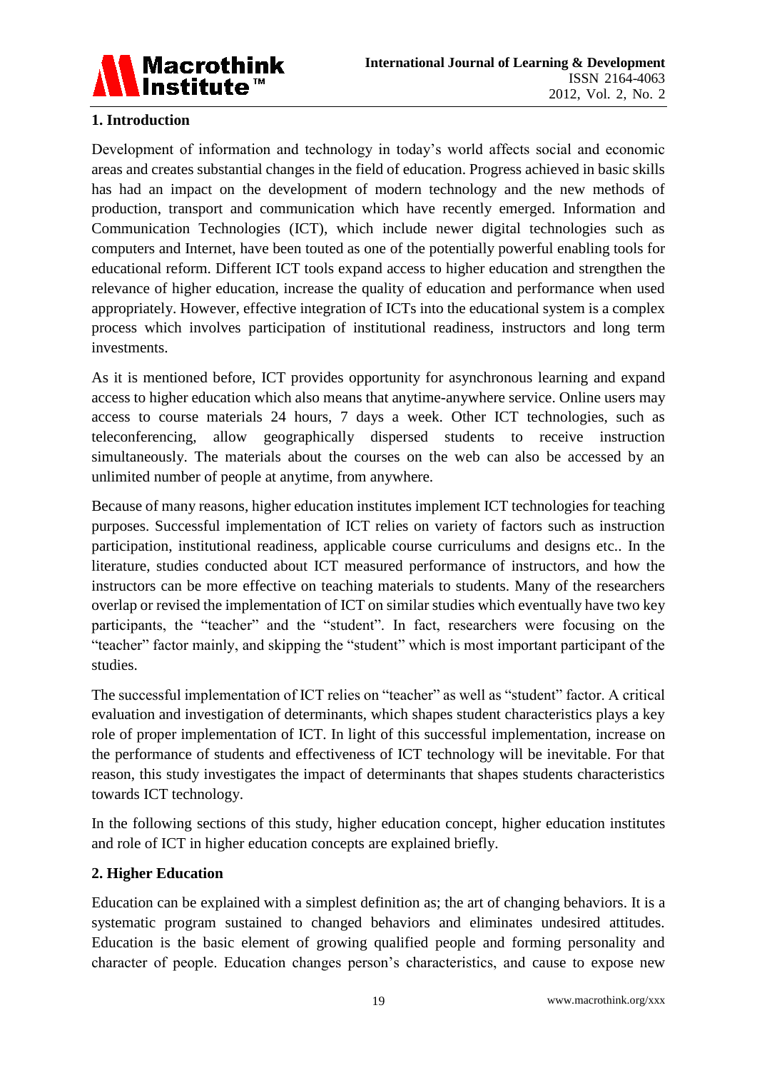## 1. Introduction

Development of information and technology in today's world affects social and economic areas and creates substantial changes in the field of education. Progress achieved in basic skills has had an impact on the development of modern technology and the new methods of production, transport and communication which have recently emerged. Information and Communication Technologies (ICT), which include newer digital technologies such as computers and Internet, have been touted as one of the potentially powerful enabling tools for educational reform. Different ICT tools expand access to higher education and strengthen the relevance of higher education, increase the quality of education and performance when used appropriately. However, effective integration of ICTs into the educational system is a complex process which involves participation of institutional readiness, instructors and long term investments.

As it is mentioned before, ICT provides opportunity for asynchronous learning and expand access to higher education which also means that anytime-anywhere service. Online users may access to course materials 24 hours, 7 days a week. Other ICT technologies, such as teleconferencing, allow geographically dispersed students to receive instruction simultaneously. The materials about the courses on the web can also be accessed by an unlimited number of people at anytime, from anywhere.

Because of many reasons, higher education institutes implement ICT technologies for teaching purposes. Successful implementation of ICT relies on variety of factors such as instruction participation, institutional readiness, applicable course curriculums and designs etc.. In the literature, studies conducted about ICT measured performance of instructors, and how the instructors can be more effective on teaching materials to students. Many of the researchers overlap or revised the implementation of ICT on similar studies which eventually have two key participants, the "teacher" and the "student". In fact, researchers were focusing on the "teacher" factor mainly, and skipping the "student" which is most important participant of the studies.

The successful implementation of ICT relies on "teacher" as well as "student" factor. A critical evaluation and investigation of determinants, which shapes student characteristics plays a key role of proper implementation of ICT. In light of this successful implementation, increase on the performance of students and effectiveness of ICT technology will be inevitable. For that reason, this study investigates the impact of determinants that shapes students characteristics towards ICT technology.

In the following sections of this study, higher education concept, higher education institutes and role of ICT in higher education concepts are explained briefly.

## 2. Higher Education

Education can be explained with a simplest definition as; the art of changing behaviors. It is a systematic program sustained to changed behaviors and eliminates undesired attitudes. Education is the basic element of growing qualified people and forming personality and character of people. Education changes person's characteristics, and cause to expose new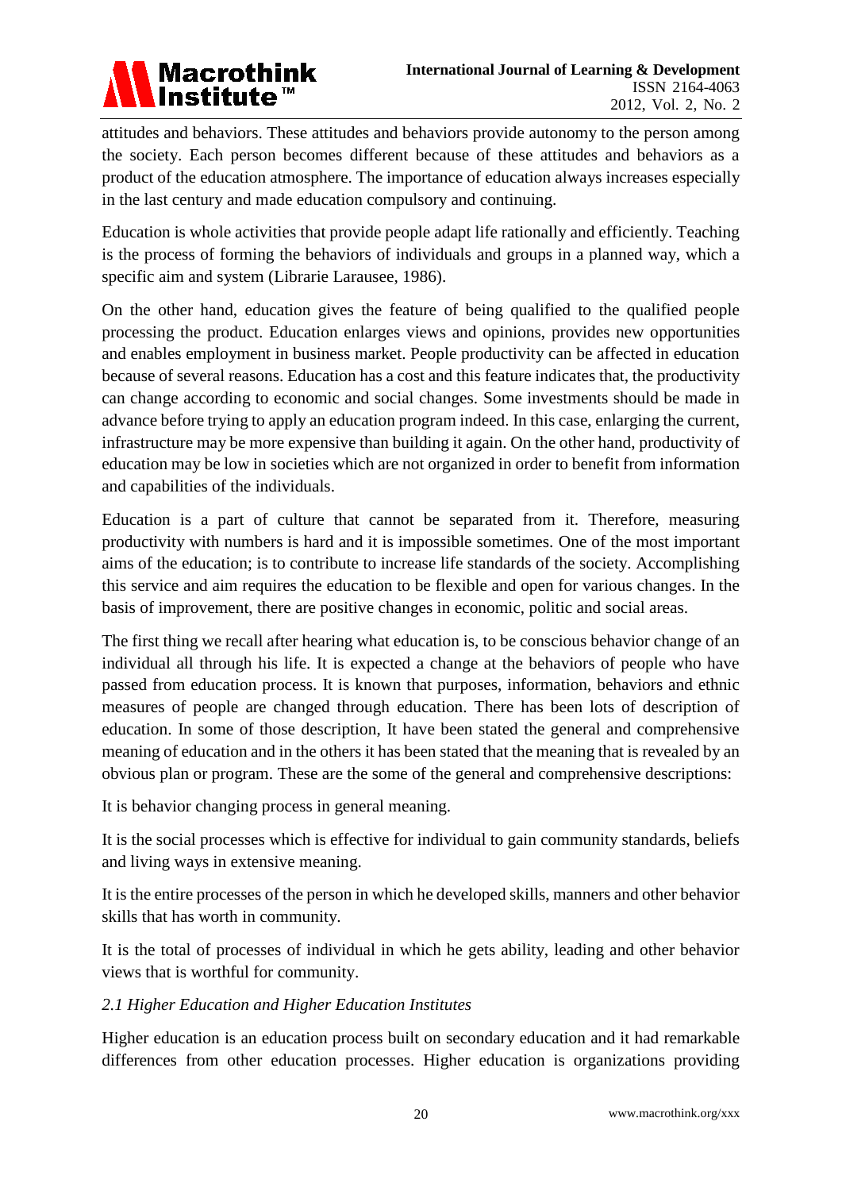attitudes and behaviors. These attitudes and behaviors provide autonomy to the person among the society. Each person becomes different because of these attitudes and behaviors as a product of the education atmosphere. The importance of education always increases especially in the last century and made education compulsory and continuing.

Education is whole activities that provide people adapt life rationally and efficiently. Teaching is the process of forming the behaviors of individuals and groups in a planned way, which a specific aim and system (Librarie Larausee, 1986).

On the other hand, education gives the feature of being qualified to the qualified people processing the product. Education enlarges views and opinions, provides new opportunities and enables employment in business market. People productivity can be affected in education because of several reasons. Education has a cost and this feature indicates that, the productivity can change according to economic and social changes. Some investments should be made in advance before trying to apply an education program indeed. In this case, enlarging the current, infrastructure may be more expensive than building it again. On the other hand, productivity of education may be low in societies which are not organized in order to benefit from information and capabilities of the individuals.

Education is a part of culture that cannot be separated from it. Therefore, measuring productivity with numbers is hard and it is impossible sometimes. One of the most important aims of the education; is to contribute to increase life standards of the society. Accomplishing this service and aim requires the education to be flexible and open for various changes. In the basis of improvement, there are positive changes in economic, politic and social areas.

The first thing we recall after hearing what education is, to be conscious behavior change of an individual all through his life. It is expected a change at the behaviors of people who have passed from education process. It is known that purposes, information, behaviors and ethnic measures of people are changed through education. There has been lots of description of education. In some of those description, It have been stated the general and comprehensive meaning of education and in the others it has been stated that the meaning that is revealed by an obvious plan or program. These are the some of the general and comprehensive descriptions:

It is behavior changing process in general meaning.

It is the social processes which is effective for individual to gain community standards, beliefs and living ways in extensive meaning.

It is the entire processes of the person in which he developed skills, manners and other behavior skills that has worth in community.

It is the total of processes of individual in which he gets ability, leading and other behavior views that is worthful for community.

### *2.1 Higher Education and Higher Education Institutes*

Higher education is an education process built on secondary education and it had remarkable differences from other education processes. Higher education is organizations providing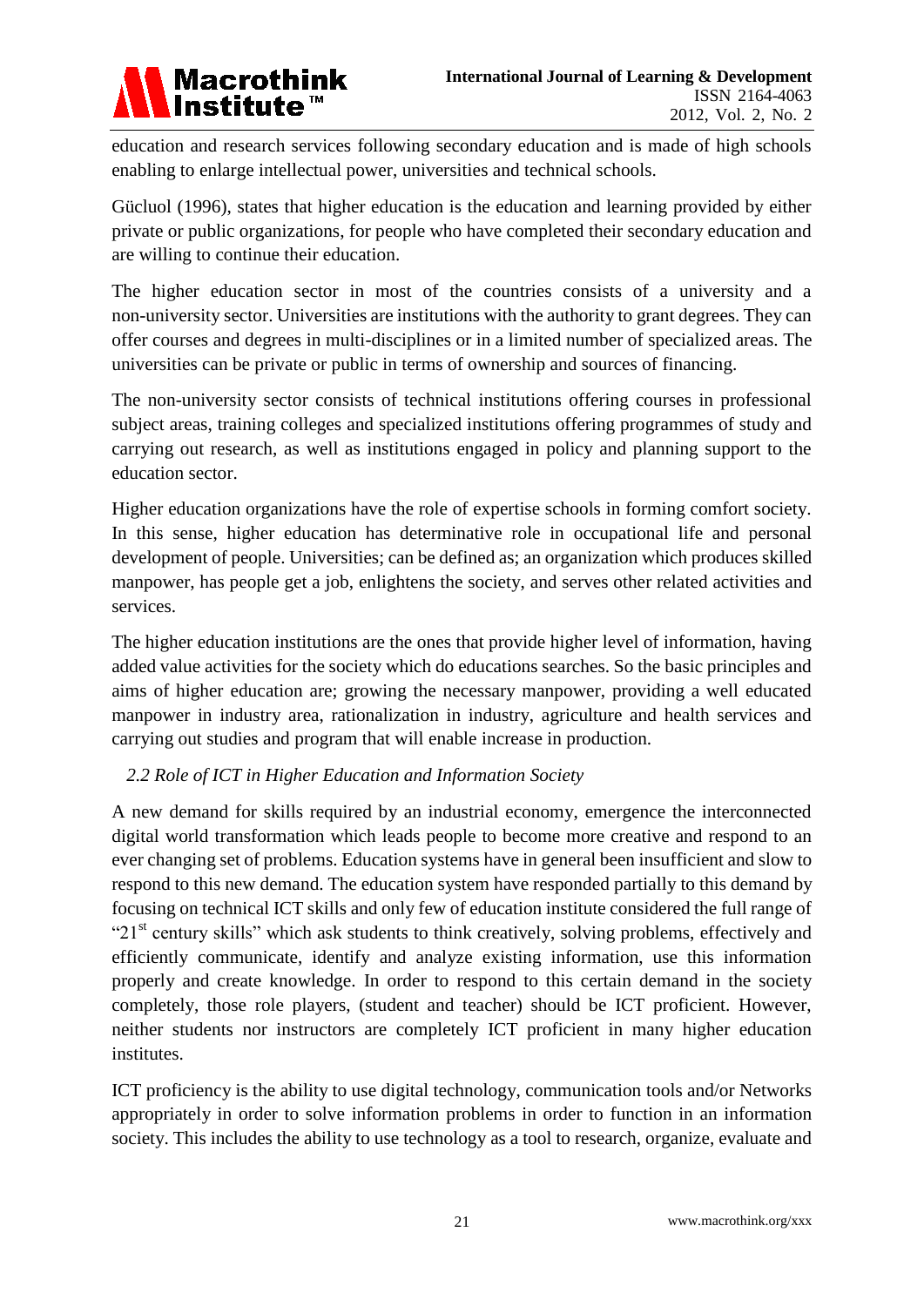education and research services following secondary education and is made of high schools enabling to enlarge intellectual power, universities and technical schools.

Gücluol (1996), states that higher education is the education and learning provided by either private or public organizations, for people who have completed their secondary education and are willing to continue their education.

The higher education sector in most of the countries consists of a university and a non-university sector. Universities are institutions with the authority to grant degrees. They can offer courses and degrees in multi-disciplines or in a limited number of specialized areas. The universities can be private or public in terms of ownership and sources of financing.

The non-university sector consists of technical institutions offering courses in professional subject areas, training colleges and specialized institutions offering programmes of study and carrying out research, as well as institutions engaged in policy and planning support to the education sector.

Higher education organizations have the role of expertise schools in forming comfort society. In this sense, higher education has determinative role in occupational life and personal development of people. Universities; can be defined as; an organization which produces skilled manpower, has people get a job, enlightens the society, and serves other related activities and services.

The higher education institutions are the ones that provide higher level of information, having added value activities for the society which do educations searches. So the basic principles and aims of higher education are; growing the necessary manpower, providing a well educated manpower in industry area, rationalization in industry, agriculture and health services and carrying out studies and program that will enable increase in production.

### *2.2 Role of ICT in Higher Education and Information Society*

A new demand for skills required by an industrial economy, emergence the interconnected digital world transformation which leads people to become more creative and respond to an ever changing set of problems. Education systems have in general been insufficient and slow to respond to this new demand. The education system have responded partially to this demand by focusing on technical ICT skills and only few of education institute considered the full range of "21st century skills" which ask students to think creatively, solving problems, effectively and efficiently communicate, identify and analyze existing information, use this information properly and create knowledge. In order to respond to this certain demand in the society completely, those role players, (student and teacher) should be ICT proficient. However, neither students nor instructors are completely ICT proficient in many higher education institutes.

ICT proficiency is the ability to use digital technology, communication tools and/or Networks appropriately in order to solve information problems in order to function in an information society. This includes the ability to use technology as a tool to research, organize, evaluate and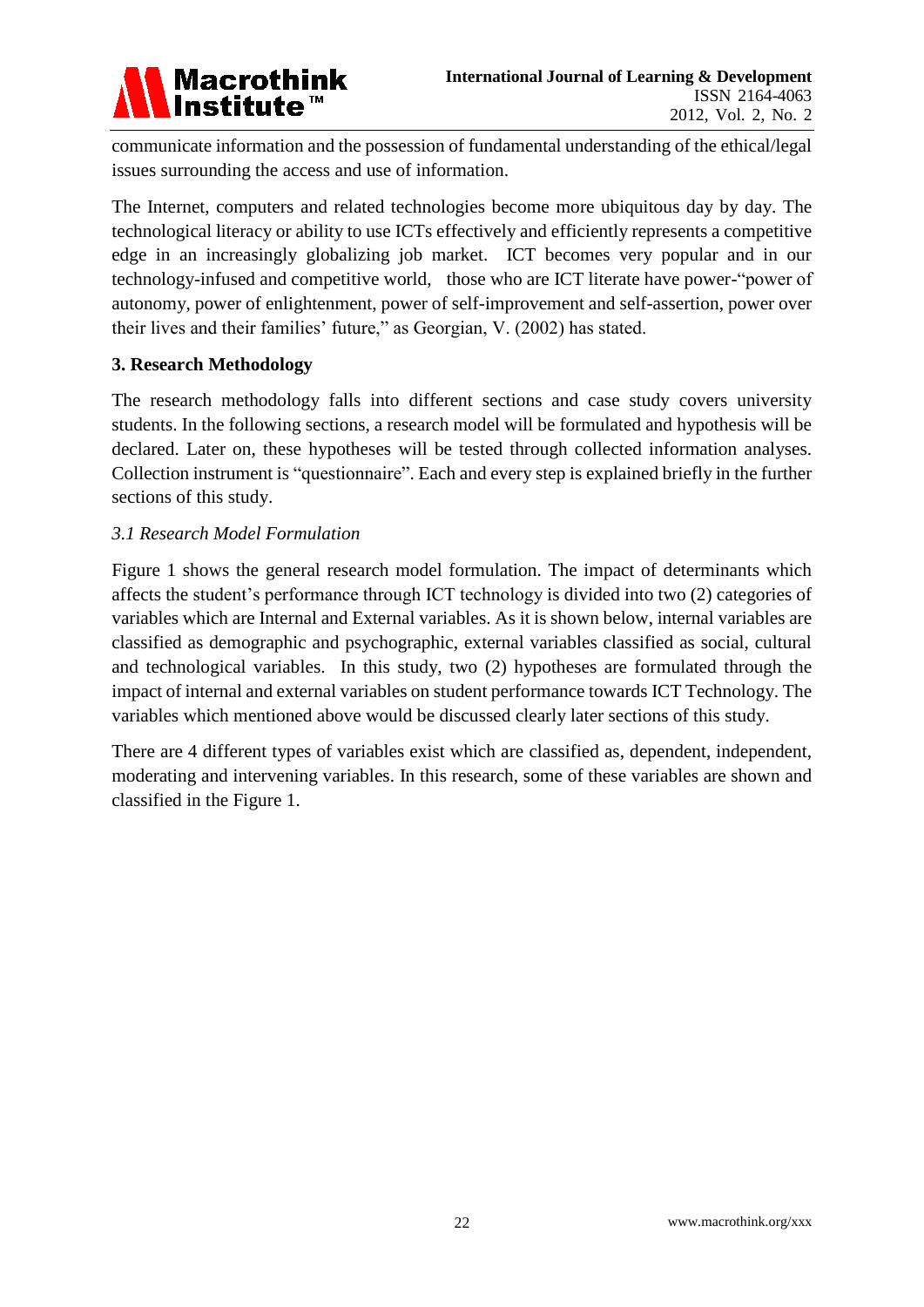communicate information and the possession of fundamental understanding of the ethical/legal issues surrounding the access and use of information.

The Internet, computers and related technologies become more ubiquitous day by day. The technological literacy or ability to use ICTs effectively and efficiently represents a competitive edge in an increasingly globalizing job market. ICT becomes very popular and in our technology-infused and competitive world, those who are ICT literate have power-"power of autonomy, power of enlightenment, power of self-improvement and self-assertion, power over their lives and their families' future," as Georgian, V. (2002) has stated.

## 3. Research Methodology

The research methodology falls into different sections and case study covers university students. In the following sections, a research model will be formulated and hypothesis will be declared. Later on, these hypotheses will be tested through collected information analyses. Collection instrument is "questionnaire". Each and every step is explained briefly in the further sections of this study.

### *3.1 Research Model Formulation*

Figure 1 shows the general research model formulation. The impact of determinants which affects the student's performance through ICT technology is divided into two (2) categories of variables which are Internal and External variables. As it is shown below, internal variables are classified as demographic and psychographic, external variables classified as social, cultural and technological variables. In this study, two (2) hypotheses are formulated through the impact of internal and external variables on student performance towards ICT Technology. The variables which mentioned above would be discussed clearly later sections of this study.

There are 4 different types of variables exist which are classified as, dependent, independent, moderating and intervening variables. In this research, some of these variables are shown and classified in the Figure 1.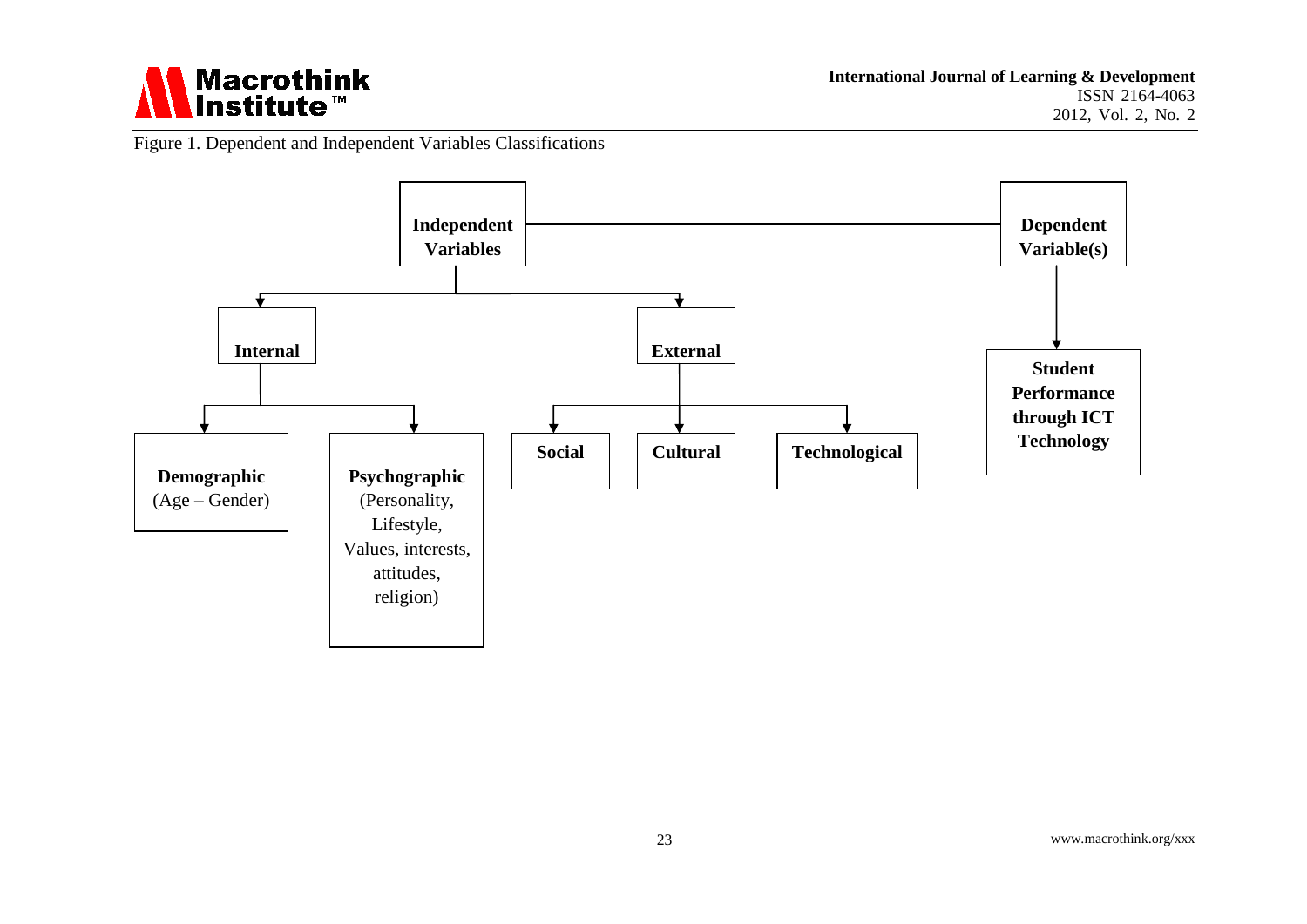Figure 1. Dependent and Independent Variables Classifications

**Independent Variables**

- **Internal**
  - **Demographic** (Age – Gender)
  - **Psychographic** (Personality, Lifestyle, Values, interests, attitudes, religion)
- **External**
  - **Social**
  - **Cultural**
  - **Technological**

**Dependent Variable(s)**

- **Student Performance through ICT Technology**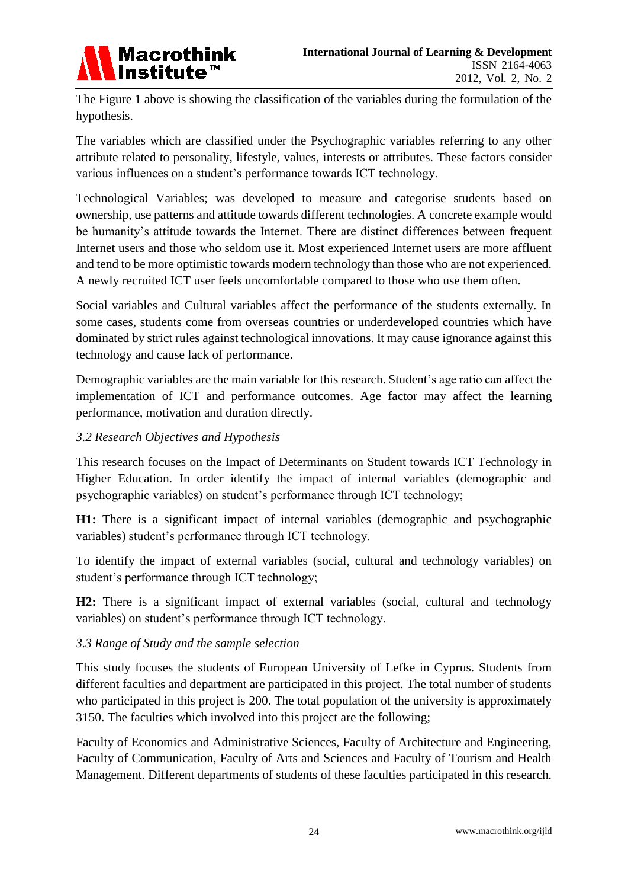The Figure 1 above is showing the classification of the variables during the formulation of the hypothesis.

The variables which are classified under the Psychographic variables referring to any other attribute related to personality, lifestyle, values, interests or attributes. These factors consider various influences on a student's performance towards ICT technology.

Technological Variables; was developed to measure and categorise students based on ownership, use patterns and attitude towards different technologies. A concrete example would be humanity's attitude towards the Internet. There are distinct differences between frequent Internet users and those who seldom use it. Most experienced Internet users are more affluent and tend to be more optimistic towards modern technology than those who are not experienced. A newly recruited ICT user feels uncomfortable compared to those who use them often.

Social variables and Cultural variables affect the performance of the students externally. In some cases, students come from overseas countries or underdeveloped countries which have dominated by strict rules against technological innovations. It may cause ignorance against this technology and cause lack of performance.

Demographic variables are the main variable for this research. Student's age ratio can affect the implementation of ICT and performance outcomes. Age factor may affect the learning performance, motivation and duration directly.

### *3.2 Research Objectives and Hypothesis*

This research focuses on the Impact of Determinants on Student towards ICT Technology in Higher Education. In order identify the impact of internal variables (demographic and psychographic variables) on student's performance through ICT technology;

**H1:** There is a significant impact of internal variables (demographic and psychographic variables) student's performance through ICT technology.

To identify the impact of external variables (social, cultural and technology variables) on student's performance through ICT technology;

**H2:** There is a significant impact of external variables (social, cultural and technology variables) on student's performance through ICT technology.

### *3.3 Range of Study and the sample selection*

This study focuses the students of European University of Lefke in Cyprus. Students from different faculties and department are participated in this project. The total number of students who participated in this project is 200. The total population of the university is approximately 3150. The faculties which involved into this project are the following;

Faculty of Economics and Administrative Sciences, Faculty of Architecture and Engineering, Faculty of Communication, Faculty of Arts and Sciences and Faculty of Tourism and Health Management. Different departments of students of these faculties participated in this research.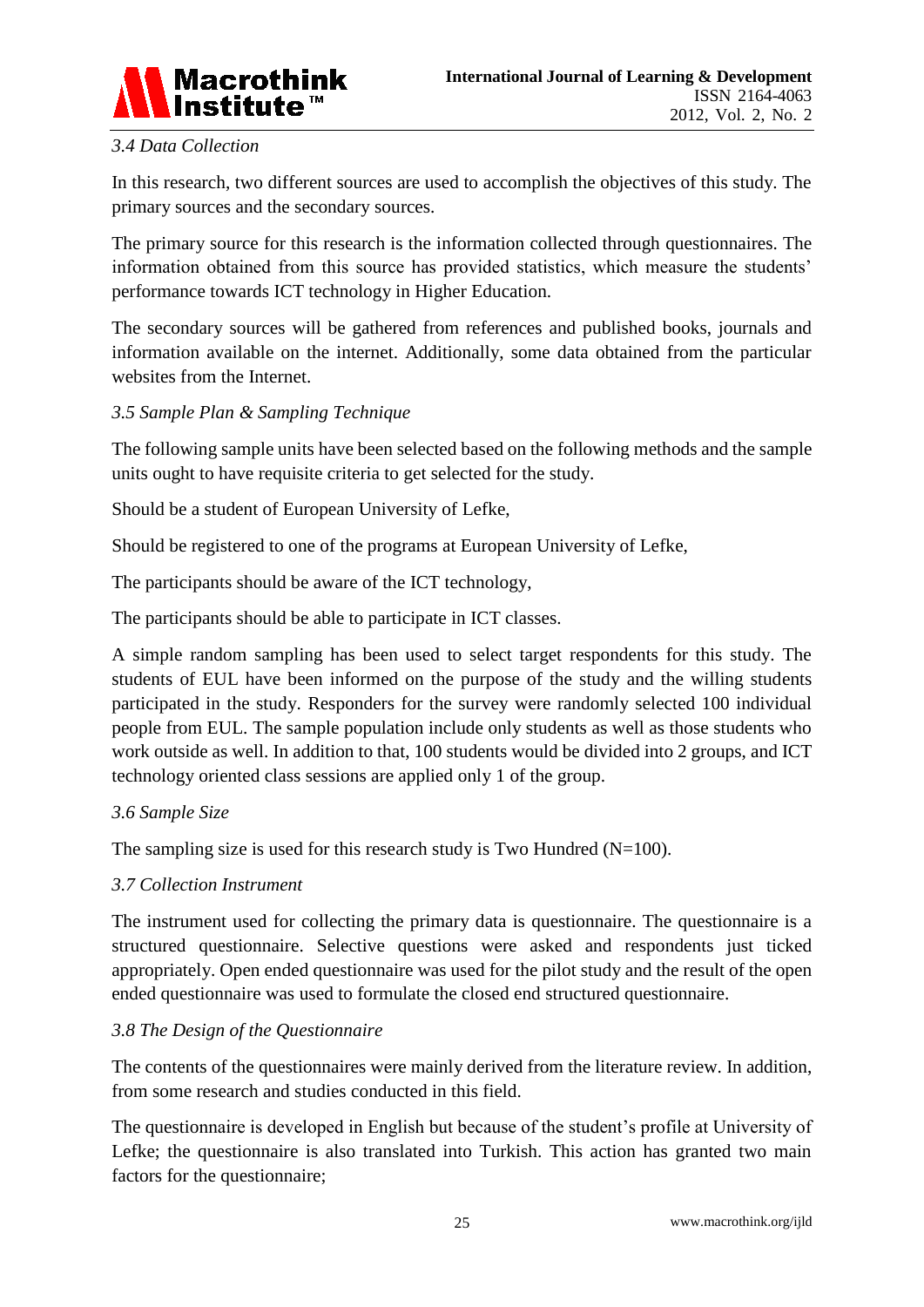### 3.4 Data Collection

In this research, two different sources are used to accomplish the objectives of this study. The primary sources and the secondary sources.

The primary source for this research is the information collected through questionnaires. The information obtained from this source has provided statistics, which measure the students' performance towards ICT technology in Higher Education.

The secondary sources will be gathered from references and published books, journals and information available on the internet. Additionally, some data obtained from the particular websites from the Internet.

### 3.5 Sample Plan & Sampling Technique

The following sample units have been selected based on the following methods and the sample units ought to have requisite criteria to get selected for the study.

Should be a student of European University of Lefke,

Should be registered to one of the programs at European University of Lefke,

The participants should be aware of the ICT technology,

The participants should be able to participate in ICT classes.

A simple random sampling has been used to select target respondents for this study. The students of EUL have been informed on the purpose of the study and the willing students participated in the study. Responders for the survey were randomly selected 100 individual people from EUL. The sample population include only students as well as those students who work outside as well. In addition to that, 100 students would be divided into 2 groups, and ICT technology oriented class sessions are applied only 1 of the group.

### 3.6 Sample Size

The sampling size is used for this research study is Two Hundred (N=100).

### 3.7 Collection Instrument

The instrument used for collecting the primary data is questionnaire. The questionnaire is a structured questionnaire. Selective questions were asked and respondents just ticked appropriately. Open ended questionnaire was used for the pilot study and the result of the open ended questionnaire was used to formulate the closed end structured questionnaire.

### 3.8 The Design of the Questionnaire

The contents of the questionnaires were mainly derived from the literature review. In addition, from some research and studies conducted in this field.

The questionnaire is developed in English but because of the student's profile at University of Lefke; the questionnaire is also translated into Turkish. This action has granted two main factors for the questionnaire;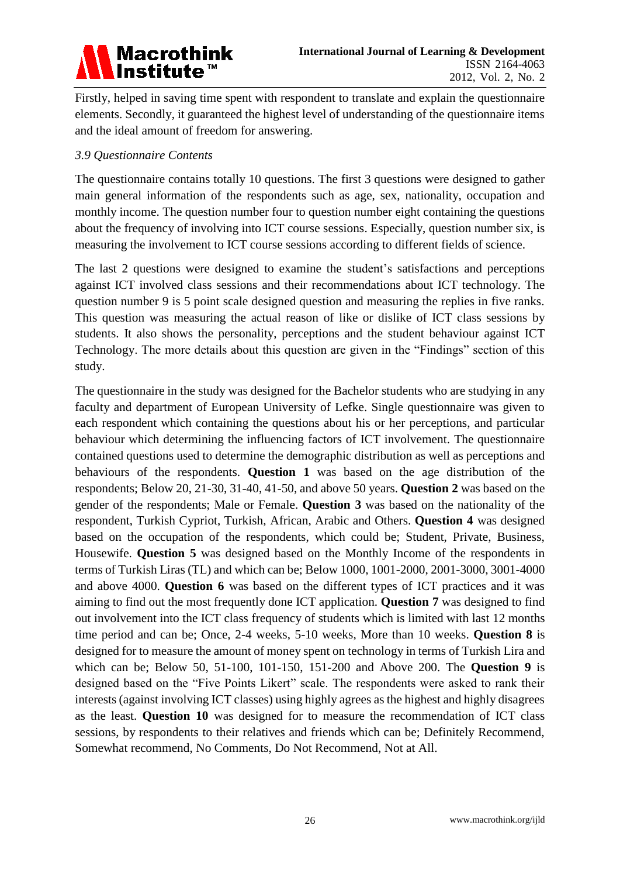Firstly, helped in saving time spent with respondent to translate and explain the questionnaire elements. Secondly, it guaranteed the highest level of understanding of the questionnaire items and the ideal amount of freedom for answering.

### *3.9 Questionnaire Contents*

The questionnaire contains totally 10 questions. The first 3 questions were designed to gather main general information of the respondents such as age, sex, nationality, occupation and monthly income. The question number four to question number eight containing the questions about the frequency of involving into ICT course sessions. Especially, question number six, is measuring the involvement to ICT course sessions according to different fields of science.

The last 2 questions were designed to examine the student's satisfactions and perceptions against ICT involved class sessions and their recommendations about ICT technology. The question number 9 is 5 point scale designed question and measuring the replies in five ranks. This question was measuring the actual reason of like or dislike of ICT class sessions by students. It also shows the personality, perceptions and the student behaviour against ICT Technology. The more details about this question are given in the "Findings" section of this study.

The questionnaire in the study was designed for the Bachelor students who are studying in any faculty and department of European University of Lefke. Single questionnaire was given to each respondent which containing the questions about his or her perceptions, and particular behaviour which determining the influencing factors of ICT involvement. The questionnaire contained questions used to determine the demographic distribution as well as perceptions and behaviours of the respondents. **Question 1** was based on the age distribution of the respondents; Below 20, 21-30, 31-40, 41-50, and above 50 years. **Question 2** was based on the gender of the respondents; Male or Female. **Question 3** was based on the nationality of the respondent, Turkish Cypriot, Turkish, African, Arabic and Others. **Question 4** was designed based on the occupation of the respondents, which could be; Student, Private, Business, Housewife. **Question 5** was designed based on the Monthly Income of the respondents in terms of Turkish Liras (TL) and which can be; Below 1000, 1001-2000, 2001-3000, 3001-4000 and above 4000. **Question 6** was based on the different types of ICT practices and it was aiming to find out the most frequently done ICT application. **Question 7** was designed to find out involvement into the ICT class frequency of students which is limited with last 12 months time period and can be; Once, 2-4 weeks, 5-10 weeks, More than 10 weeks. **Question 8** is designed for to measure the amount of money spent on technology in terms of Turkish Lira and which can be; Below 50, 51-100, 101-150, 151-200 and Above 200. The **Question 9** is designed based on the "Five Points Likert" scale. The respondents were asked to rank their interests (against involving ICT classes) using highly agrees as the highest and highly disagrees as the least. **Question 10** was designed for to measure the recommendation of ICT class sessions, by respondents to their relatives and friends which can be; Definitely Recommend, Somewhat recommend, No Comments, Do Not Recommend, Not at All.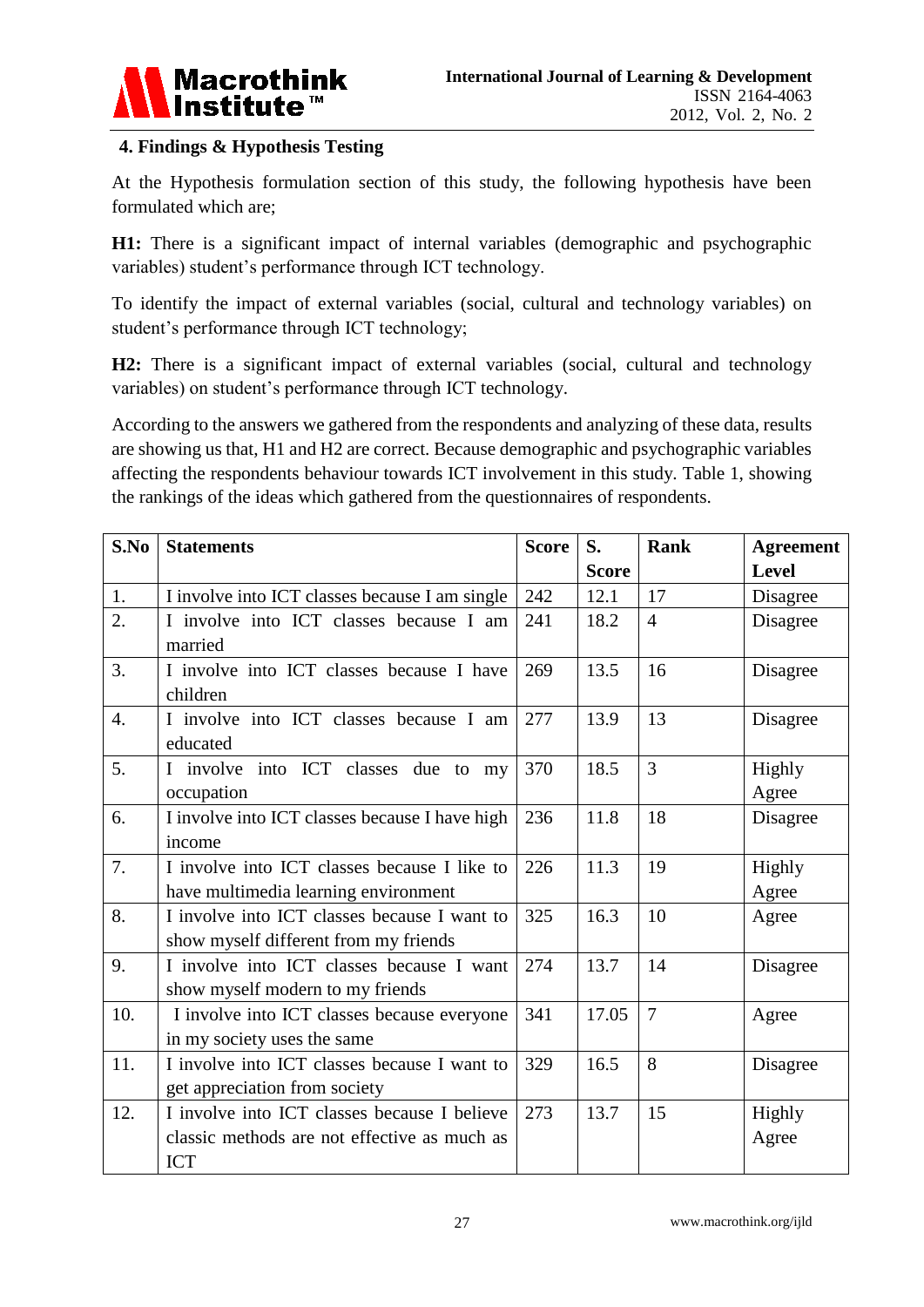### 4. Findings & Hypothesis Testing

At the Hypothesis formulation section of this study, the following hypothesis have been formulated which are;

**H1:** There is a significant impact of internal variables (demographic and psychographic variables) student's performance through ICT technology.

To identify the impact of external variables (social, cultural and technology variables) on student's performance through ICT technology;

**H2:** There is a significant impact of external variables (social, cultural and technology variables) on student's performance through ICT technology.

According to the answers we gathered from the respondents and analyzing of these data, results are showing us that, H1 and H2 are correct. Because demographic and psychographic variables affecting the respondents behaviour towards ICT involvement in this study. Table 1, showing the rankings of the ideas which gathered from the questionnaires of respondents.

| S.No | Statements | Score | S. Score | Rank | Agreement Level |
|---|---|---|---|---|---|
| 1. | I involve into ICT classes because I am single | 242 | 12.1 | 17 | Disagree |
| 2. | I involve into ICT classes because I am married | 241 | 18.2 | 4 | Disagree |
| 3. | I involve into ICT classes because I have children | 269 | 13.5 | 16 | Disagree |
| 4. | I involve into ICT classes because I am educated | 277 | 13.9 | 13 | Disagree |
| 5. | I involve into ICT classes due to my occupation | 370 | 18.5 | 3 | Highly Agree |
| 6. | I involve into ICT classes because I have high income | 236 | 11.8 | 18 | Disagree |
| 7. | I involve into ICT classes because I like to have multimedia learning environment | 226 | 11.3 | 19 | Highly Agree |
| 8. | I involve into ICT classes because I want to show myself different from my friends | 325 | 16.3 | 10 | Agree |
| 9. | I involve into ICT classes because I want show myself modern to my friends | 274 | 13.7 | 14 | Disagree |
| 10. | I involve into ICT classes because everyone in my society uses the same | 341 | 17.05 | 7 | Agree |
| 11. | I involve into ICT classes because I want to get appreciation from society | 329 | 16.5 | 8 | Disagree |
| 12. | I involve into ICT classes because I believe classic methods are not effective as much as ICT | 273 | 13.7 | 15 | Highly Agree |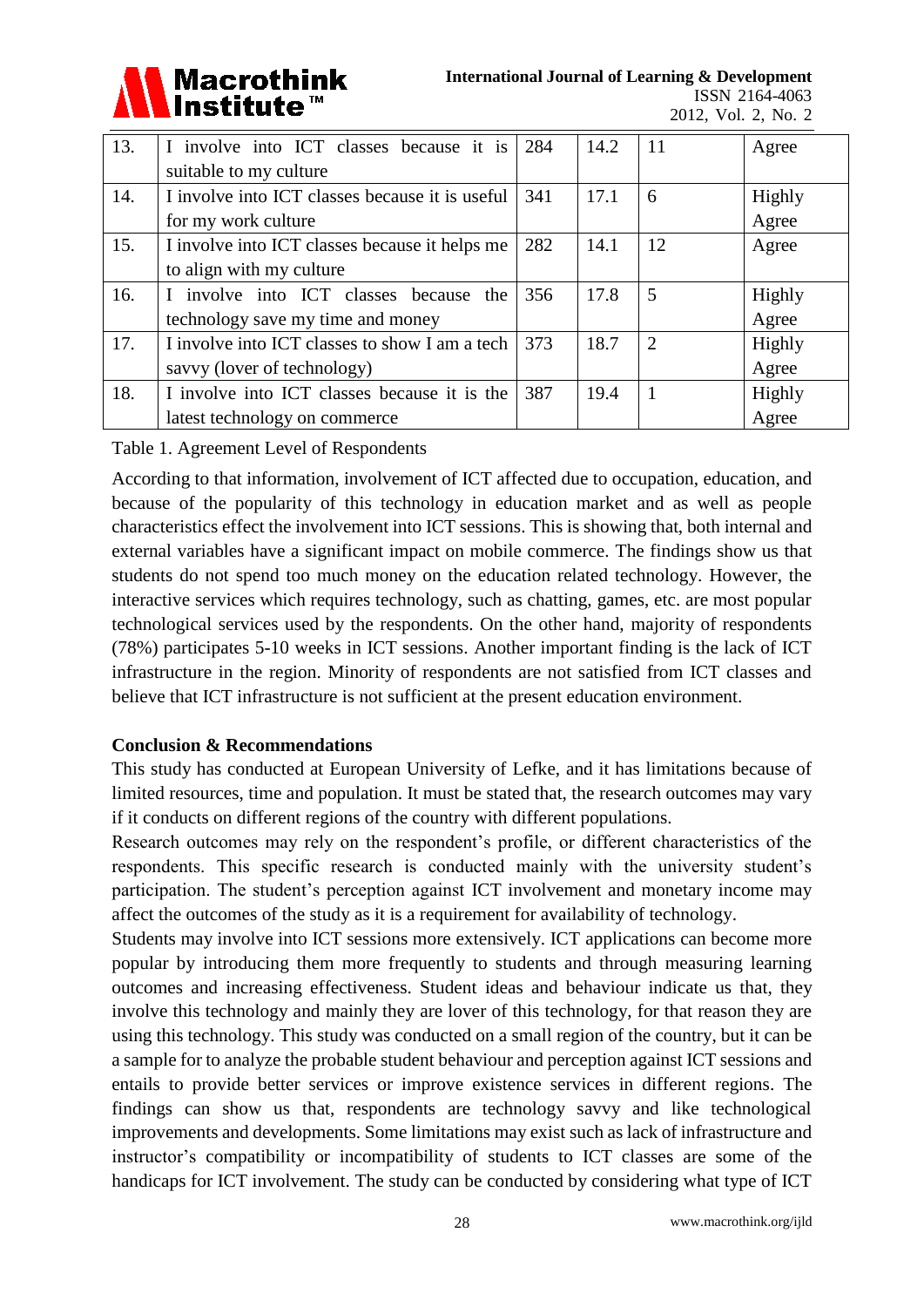| 13. | I involve into ICT classes because it is suitable to my culture | 284 | 14.2 | 11 | Agree |
|---|---|---|---|---|---|
| 14. | I involve into ICT classes because it is useful for my work culture | 341 | 17.1 | 6 | Highly Agree |
| 15. | I involve into ICT classes because it helps me to align with my culture | 282 | 14.1 | 12 | Agree |
| 16. | I involve into ICT classes because the technology save my time and money | 356 | 17.8 | 5 | Highly Agree |
| 17. | I involve into ICT classes to show I am a tech savvy (lover of technology) | 373 | 18.7 | 2 | Highly Agree |
| 18. | I involve into ICT classes because it is the latest technology on commerce | 387 | 19.4 | 1 | Highly Agree |

Table 1. Agreement Level of Respondents

According to that information, involvement of ICT affected due to occupation, education, and because of the popularity of this technology in education market and as well as people characteristics effect the involvement into ICT sessions. This is showing that, both internal and external variables have a significant impact on mobile commerce. The findings show us that students do not spend too much money on the education related technology. However, the interactive services which requires technology, such as chatting, games, etc. are most popular technological services used by the respondents. On the other hand, majority of respondents (78%) participates 5-10 weeks in ICT sessions. Another important finding is the lack of ICT infrastructure in the region. Minority of respondents are not satisfied from ICT classes and believe that ICT infrastructure is not sufficient at the present education environment.

**Conclusion & Recommendations**

This study has conducted at European University of Lefke, and it has limitations because of limited resources, time and population. It must be stated that, the research outcomes may vary if it conducts on different regions of the country with different populations.

Research outcomes may rely on the respondent's profile, or different characteristics of the respondents. This specific research is conducted mainly with the university student's participation. The student's perception against ICT involvement and monetary income may affect the outcomes of the study as it is a requirement for availability of technology.

Students may involve into ICT sessions more extensively. ICT applications can become more popular by introducing them more frequently to students and through measuring learning outcomes and increasing effectiveness. Student ideas and behaviour indicate us that, they involve this technology and mainly they are lover of this technology, for that reason they are using this technology. This study was conducted on a small region of the country, but it can be a sample for to analyze the probable student behaviour and perception against ICT sessions and entails to provide better services or improve existence services in different regions. The findings can show us that, respondents are technology savvy and like technological improvements and developments. Some limitations may exist such as lack of infrastructure and instructor's compatibility or incompatibility of students to ICT classes are some of the handicaps for ICT involvement. The study can be conducted by considering what type of ICT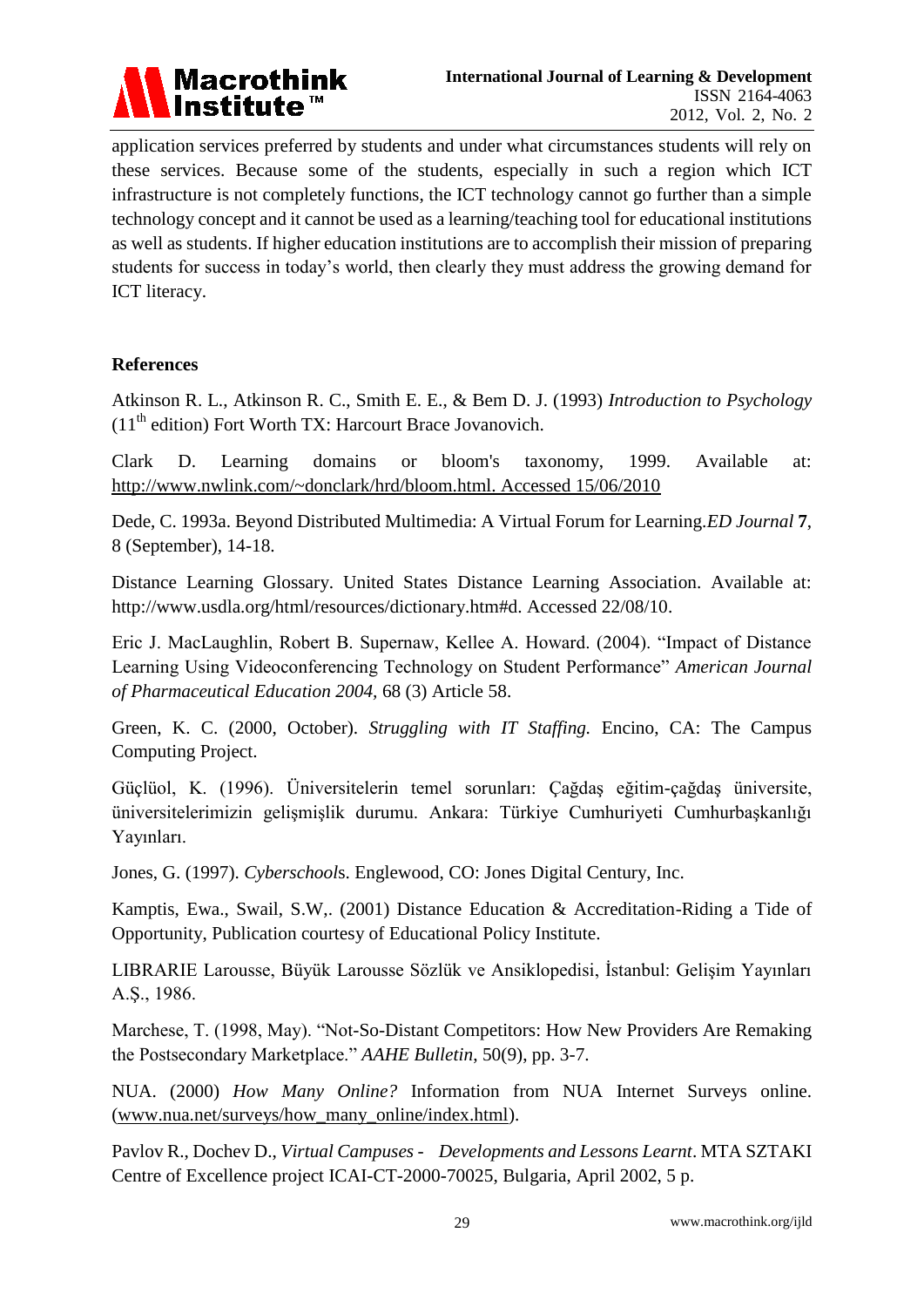application services preferred by students and under what circumstances students will rely on these services. Because some of the students, especially in such a region which ICT infrastructure is not completely functions, the ICT technology cannot go further than a simple technology concept and it cannot be used as a learning/teaching tool for educational institutions as well as students. If higher education institutions are to accomplish their mission of preparing students for success in today's world, then clearly they must address the growing demand for ICT literacy.

## References

Atkinson R. L., Atkinson R. C., Smith E. E., & Bem D. J. (1993) *Introduction to Psychology* (11th edition) Fort Worth TX: Harcourt Brace Jovanovich.

Clark D. Learning domains or bloom's taxonomy, 1999. Available at: http://www.nwlink.com/~donclark/hrd/bloom.html. Accessed 15/06/2010

Dede, C. 1993a. Beyond Distributed Multimedia: A Virtual Forum for Learning.*ED Journal* **7**, 8 (September), 14-18.

Distance Learning Glossary. United States Distance Learning Association. Available at: http://www.usdla.org/html/resources/dictionary.htm#d. Accessed 22/08/10.

Eric J. MacLaughlin, Robert B. Supernaw, Kellee A. Howard. (2004). "Impact of Distance Learning Using Videoconferencing Technology on Student Performance" *American Journal of Pharmaceutical Education 2004,* 68 (3) Article 58.

Green, K. C. (2000, October). *Struggling with IT Staffing.* Encino, CA: The Campus Computing Project.

Güçlüol, K. (1996). Üniversitelerin temel sorunları: Çağdaş eğitim-çağdaş üniversite, üniversitelerimizin gelişmişlik durumu. Ankara: Türkiye Cumhuriyeti Cumhurbaşkanlığı Yayınları.

Jones, G. (1997). *Cyberschools*. Englewood, CO: Jones Digital Century, Inc.

Kamptis, Ewa., Swail, S.W,. (2001) Distance Education & Accreditation-Riding a Tide of Opportunity, Publication courtesy of Educational Policy Institute.

LIBRARIE Larousse, Büyük Larousse Sözlük ve Ansiklopedisi, İstanbul: Gelişim Yayınları A.Ş., 1986.

Marchese, T. (1998, May). "Not-So-Distant Competitors: How New Providers Are Remaking the Postsecondary Marketplace." *AAHE Bulletin*, 50(9), pp. 3-7.

NUA. (2000) *How Many Online?* Information from NUA Internet Surveys online. (www.nua.net/surveys/how_many_online/index.html).

Pavlov R., Dochev D., *Virtual Campuses - Developments and Lessons Learnt*. MTA SZTAKI Centre of Excellence project ICAI-CT-2000-70025, Bulgaria, April 2002, 5 p.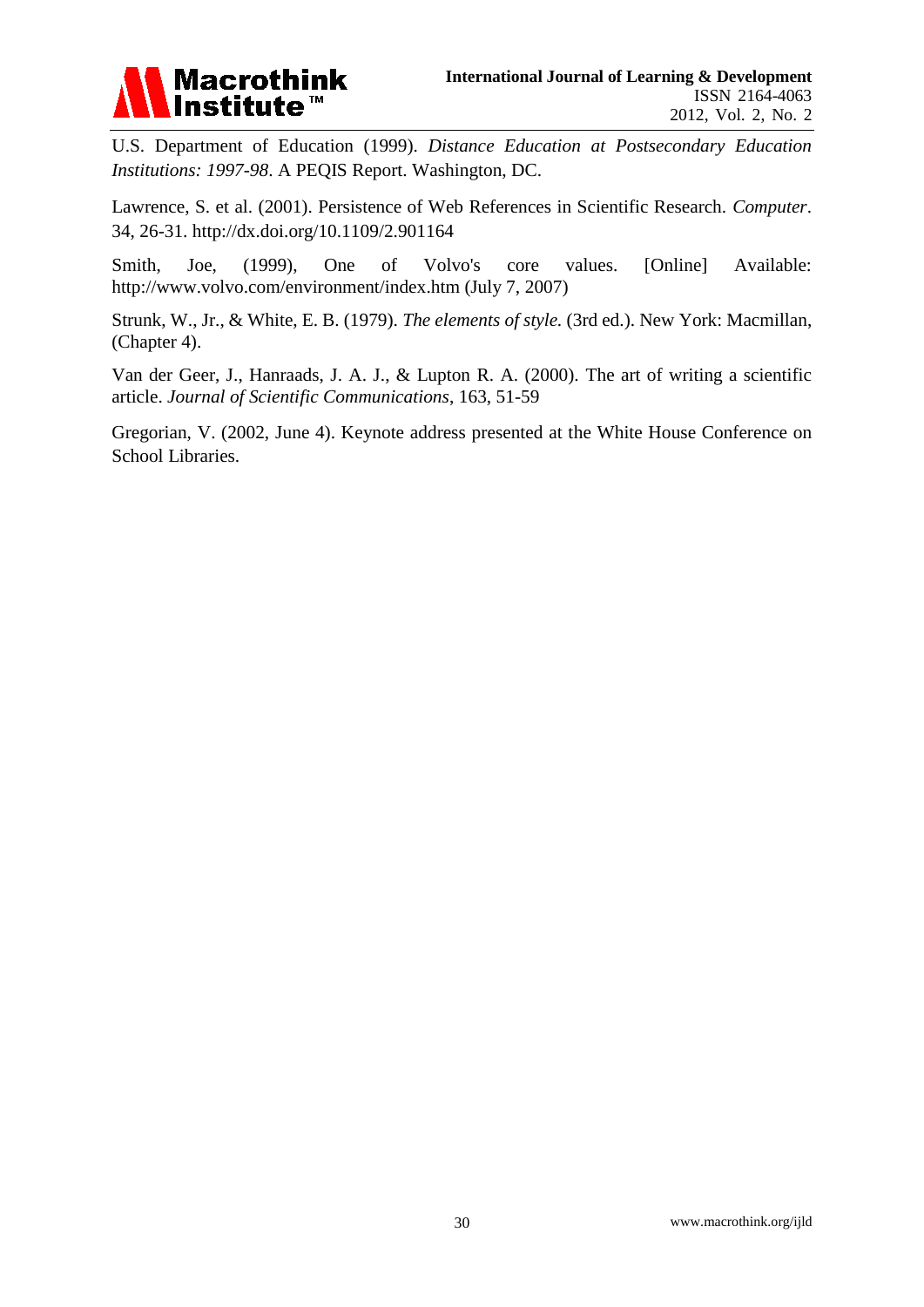U.S. Department of Education (1999). *Distance Education at Postsecondary Education Institutions: 1997-98*. A PEQIS Report. Washington, DC.

Lawrence, S. et al. (2001). Persistence of Web References in Scientific Research. *Computer*. 34, 26-31. http://dx.doi.org/10.1109/2.901164

Smith, Joe, (1999), One of Volvo's core values. [Online] Available: http://www.volvo.com/environment/index.htm (July 7, 2007)

Strunk, W., Jr., & White, E. B. (1979). *The elements of style.* (3rd ed.). New York: Macmillan, (Chapter 4).

Van der Geer, J., Hanraads, J. A. J., & Lupton R. A. (2000). The art of writing a scientific article. *Journal of Scientific Communications*, 163, 51-59

Gregorian, V. (2002, June 4). Keynote address presented at the White House Conference on School Libraries.